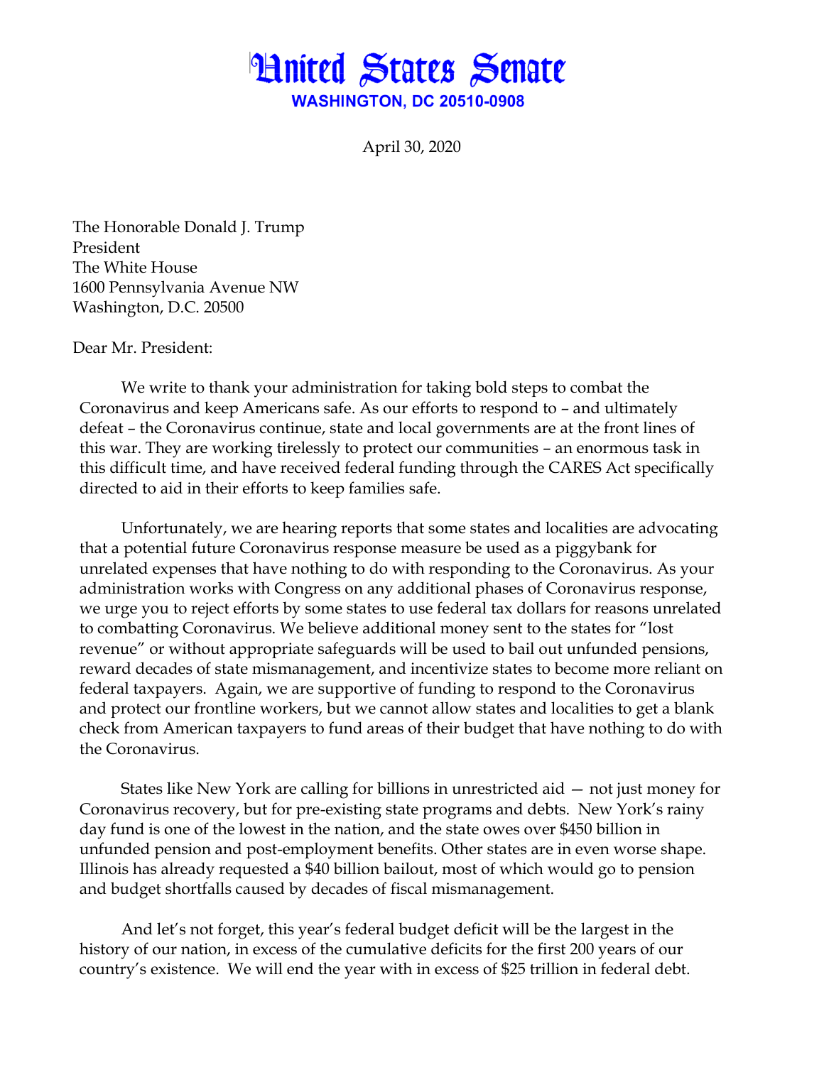# United States Senate

**WASHINGTON, DC 20510-0908**

April 30, 2020

The Honorable Donald J. Trump
President
The White House
1600 Pennsylvania Avenue NW
Washington, D.C. 20500

Dear Mr. President:

We write to thank your administration for taking bold steps to combat the Coronavirus and keep Americans safe. As our efforts to respond to – and ultimately defeat – the Coronavirus continue, state and local governments are at the front lines of this war. They are working tirelessly to protect our communities – an enormous task in this difficult time, and have received federal funding through the CARES Act specifically directed to aid in their efforts to keep families safe.

Unfortunately, we are hearing reports that some states and localities are advocating that a potential future Coronavirus response measure be used as a piggybank for unrelated expenses that have nothing to do with responding to the Coronavirus. As your administration works with Congress on any additional phases of Coronavirus response, we urge you to reject efforts by some states to use federal tax dollars for reasons unrelated to combatting Coronavirus. We believe additional money sent to the states for "lost revenue" or without appropriate safeguards will be used to bail out unfunded pensions, reward decades of state mismanagement, and incentivize states to become more reliant on federal taxpayers. Again, we are supportive of funding to respond to the Coronavirus and protect our frontline workers, but we cannot allow states and localities to get a blank check from American taxpayers to fund areas of their budget that have nothing to do with the Coronavirus.

States like New York are calling for billions in unrestricted aid — not just money for Coronavirus recovery, but for pre-existing state programs and debts. New York's rainy day fund is one of the lowest in the nation, and the state owes over $450 billion in unfunded pension and post-employment benefits. Other states are in even worse shape. Illinois has already requested a $40 billion bailout, most of which would go to pension and budget shortfalls caused by decades of fiscal mismanagement.

And let's not forget, this year's federal budget deficit will be the largest in the history of our nation, in excess of the cumulative deficits for the first 200 years of our country's existence. We will end the year with in excess of $25 trillion in federal debt.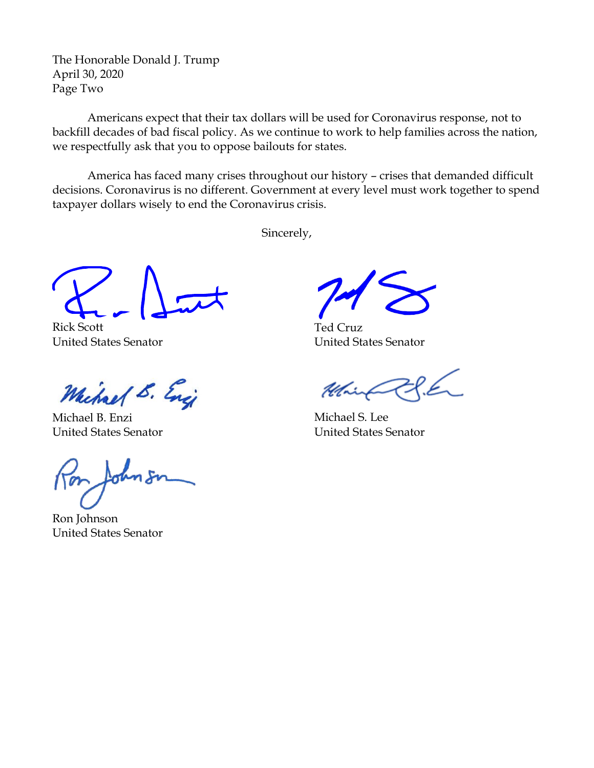The Honorable Donald J. Trump
April 30, 2020
Page Two

Americans expect that their tax dollars will be used for Coronavirus response, not to backfill decades of bad fiscal policy. As we continue to work to help families across the nation, we respectfully ask that you to oppose bailouts for states.

America has faced many crises throughout our history – crises that demanded difficult decisions. Coronavirus is no different. Government at every level must work together to spend taxpayer dollars wisely to end the Coronavirus crisis.

Sincerely,

Rick Scott
United States Senator

Ted Cruz
United States Senator

Michael B. Enzi
United States Senator

Michael S. Lee
United States Senator

Ron Johnson
United States Senator